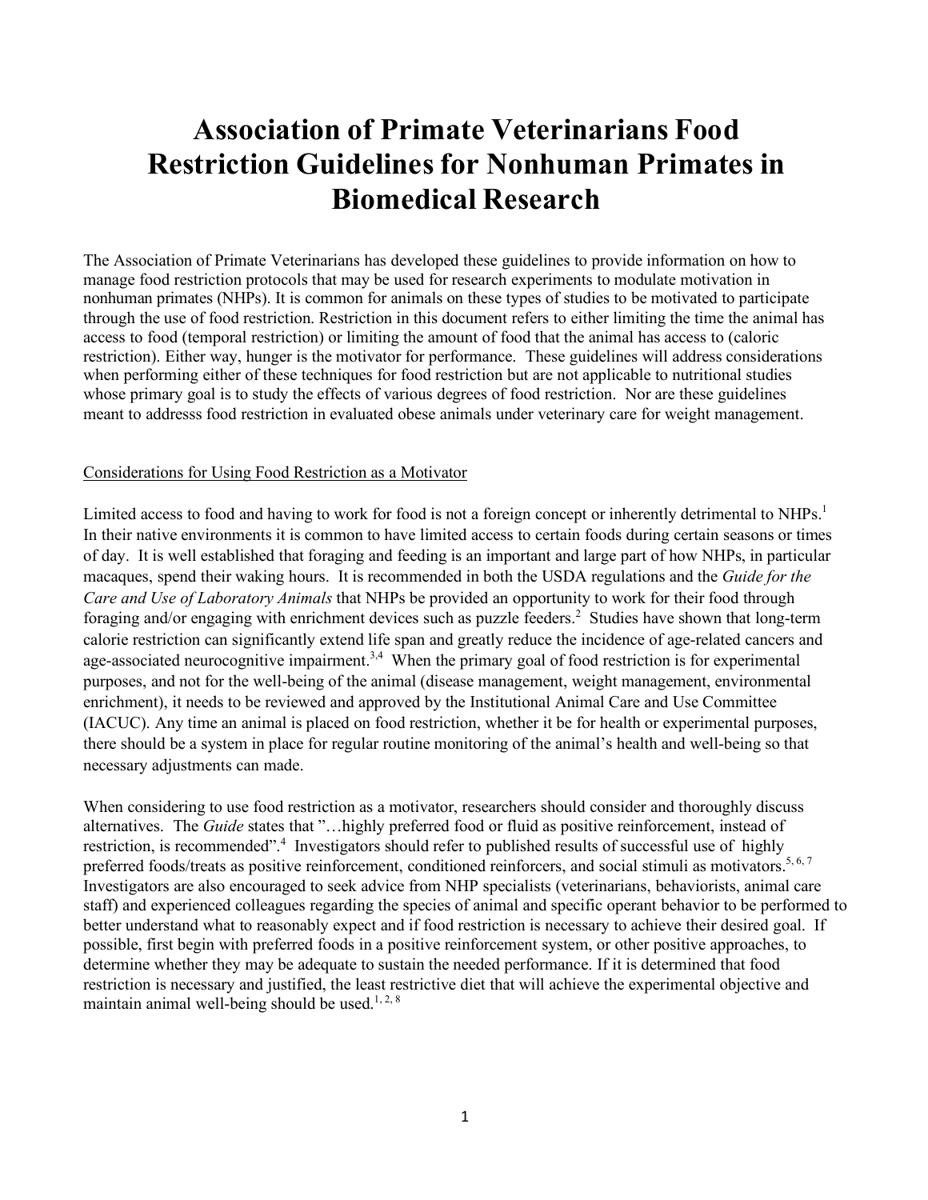# Association of Primate Veterinarians Food Restriction Guidelines for Nonhuman Primates in Biomedical Research

The Association of Primate Veterinarians has developed these guidelines to provide information on how to manage food restriction protocols that may be used for research experiments to modulate motivation in nonhuman primates (NHPs). It is common for animals on these types of studies to be motivated to participate through the use of food restriction. Restriction in this document refers to either limiting the time the animal has access to food (temporal restriction) or limiting the amount of food that the animal has access to (caloric restriction). Either way, hunger is the motivator for performance. These guidelines will address considerations when performing either of these techniques for food restriction but are not applicable to nutritional studies whose primary goal is to study the effects of various degrees of food restriction. Nor are these guidelines meant to addresss food restriction in evaluated obese animals under veterinary care for weight management.

## Considerations for Using Food Restriction as a Motivator

Limited access to food and having to work for food is not a foreign concept or inherently detrimental to NHPs.[1] In their native environments it is common to have limited access to certain foods during certain seasons or times of day. It is well established that foraging and feeding is an important and large part of how NHPs, in particular macaques, spend their waking hours. It is recommended in both the USDA regulations and the *Guide for the Care and Use of Laboratory Animals* that NHPs be provided an opportunity to work for their food through foraging and/or engaging with enrichment devices such as puzzle feeders.[2] Studies have shown that long-term calorie restriction can significantly extend life span and greatly reduce the incidence of age-related cancers and age-associated neurocognitive impairment.[3,4] When the primary goal of food restriction is for experimental purposes, and not for the well-being of the animal (disease management, weight management, environmental enrichment), it needs to be reviewed and approved by the Institutional Animal Care and Use Committee (IACUC). Any time an animal is placed on food restriction, whether it be for health or experimental purposes, there should be a system in place for regular routine monitoring of the animal's health and well-being so that necessary adjustments can made.

When considering to use food restriction as a motivator, researchers should consider and thoroughly discuss alternatives. The *Guide* states that "…highly preferred food or fluid as positive reinforcement, instead of restriction, is recommended".[4] Investigators should refer to published results of successful use of highly preferred foods/treats as positive reinforcement, conditioned reinforcers, and social stimuli as motivators.[5, 6, 7] Investigators are also encouraged to seek advice from NHP specialists (veterinarians, behaviorists, animal care staff) and experienced colleagues regarding the species of animal and specific operant behavior to be performed to better understand what to reasonably expect and if food restriction is necessary to achieve their desired goal. If possible, first begin with preferred foods in a positive reinforcement system, or other positive approaches, to determine whether they may be adequate to sustain the needed performance. If it is determined that food restriction is necessary and justified, the least restrictive diet that will achieve the experimental objective and maintain animal well-being should be used.[1, 2, 8]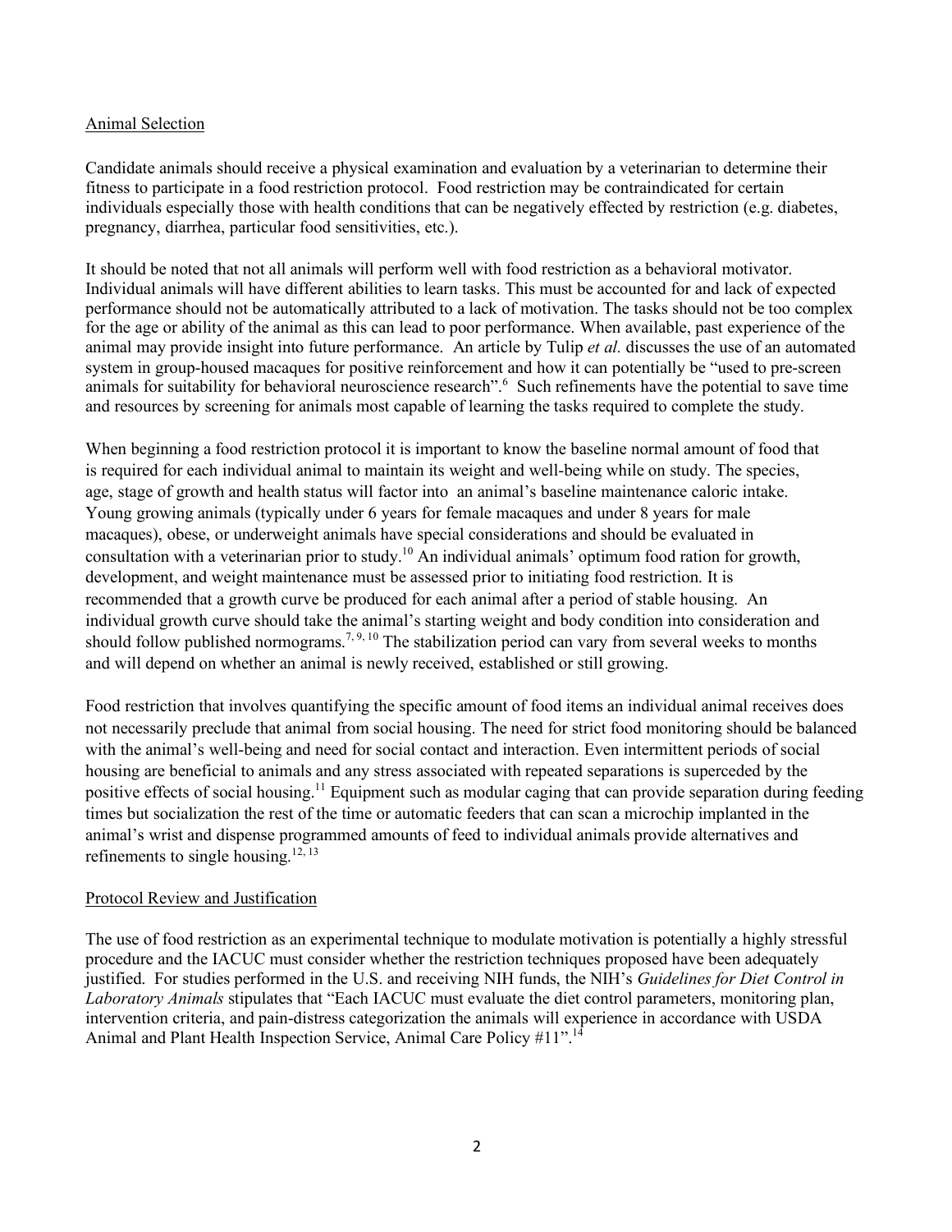## Animal Selection

Candidate animals should receive a physical examination and evaluation by a veterinarian to determine their fitness to participate in a food restriction protocol. Food restriction may be contraindicated for certain individuals especially those with health conditions that can be negatively effected by restriction (e.g. diabetes, pregnancy, diarrhea, particular food sensitivities, etc.).

It should be noted that not all animals will perform well with food restriction as a behavioral motivator. Individual animals will have different abilities to learn tasks. This must be accounted for and lack of expected performance should not be automatically attributed to a lack of motivation. The tasks should not be too complex for the age or ability of the animal as this can lead to poor performance. When available, past experience of the animal may provide insight into future performance. An article by Tulip *et al.* discusses the use of an automated system in group-housed macaques for positive reinforcement and how it can potentially be "used to pre-screen animals for suitability for behavioral neuroscience research".[6] Such refinements have the potential to save time and resources by screening for animals most capable of learning the tasks required to complete the study.

When beginning a food restriction protocol it is important to know the baseline normal amount of food that is required for each individual animal to maintain its weight and well-being while on study. The species, age, stage of growth and health status will factor into an animal's baseline maintenance caloric intake. Young growing animals (typically under 6 years for female macaques and under 8 years for male macaques), obese, or underweight animals have special considerations and should be evaluated in consultation with a veterinarian prior to study.[10] An individual animals' optimum food ration for growth, development, and weight maintenance must be assessed prior to initiating food restriction. It is recommended that a growth curve be produced for each animal after a period of stable housing. An individual growth curve should take the animal's starting weight and body condition into consideration and should follow published normograms.[7, 9, 10] The stabilization period can vary from several weeks to months and will depend on whether an animal is newly received, established or still growing.

Food restriction that involves quantifying the specific amount of food items an individual animal receives does not necessarily preclude that animal from social housing. The need for strict food monitoring should be balanced with the animal's well-being and need for social contact and interaction. Even intermittent periods of social housing are beneficial to animals and any stress associated with repeated separations is superceded by the positive effects of social housing.[11] Equipment such as modular caging that can provide separation during feeding times but socialization the rest of the time or automatic feeders that can scan a microchip implanted in the animal's wrist and dispense programmed amounts of feed to individual animals provide alternatives and refinements to single housing.[12, 13]

## Protocol Review and Justification

The use of food restriction as an experimental technique to modulate motivation is potentially a highly stressful procedure and the IACUC must consider whether the restriction techniques proposed have been adequately justified. For studies performed in the U.S. and receiving NIH funds, the NIH's *Guidelines for Diet Control in Laboratory Animals* stipulates that "Each IACUC must evaluate the diet control parameters, monitoring plan, intervention criteria, and pain-distress categorization the animals will experience in accordance with USDA Animal and Plant Health Inspection Service, Animal Care Policy #11".[14]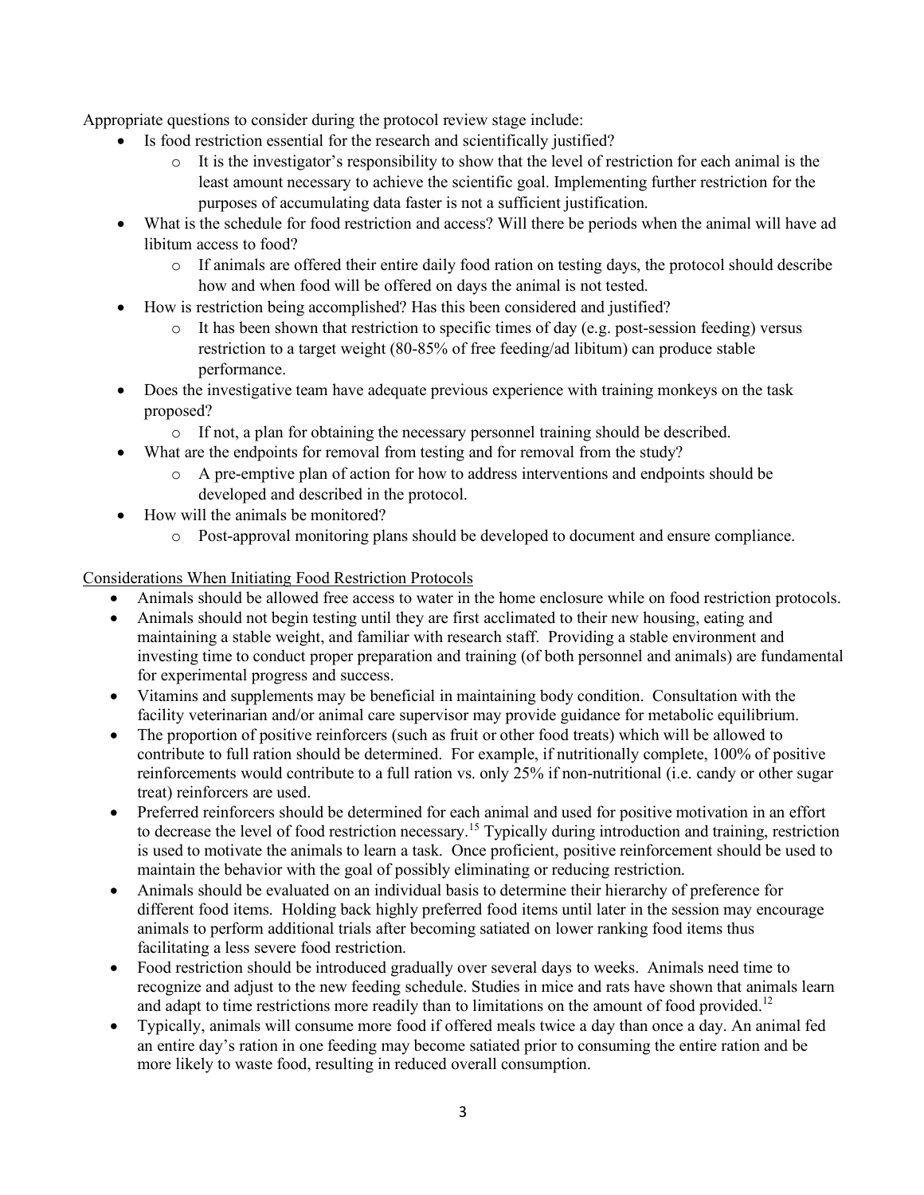Appropriate questions to consider during the protocol review stage include:

- Is food restriction essential for the research and scientifically justified?
    - It is the investigator's responsibility to show that the level of restriction for each animal is the least amount necessary to achieve the scientific goal. Implementing further restriction for the purposes of accumulating data faster is not a sufficient justification.
- What is the schedule for food restriction and access? Will there be periods when the animal will have ad libitum access to food?
    - If animals are offered their entire daily food ration on testing days, the protocol should describe how and when food will be offered on days the animal is not tested.
- How is restriction being accomplished? Has this been considered and justified?
    - It has been shown that restriction to specific times of day (e.g. post-session feeding) versus restriction to a target weight (80-85% of free feeding/ad libitum) can produce stable performance.
- Does the investigative team have adequate previous experience with training monkeys on the task proposed?
    - If not, a plan for obtaining the necessary personnel training should be described.
- What are the endpoints for removal from testing and for removal from the study?
    - A pre-emptive plan of action for how to address interventions and endpoints should be developed and described in the protocol.
- How will the animals be monitored?
    - Post-approval monitoring plans should be developed to document and ensure compliance.

<u>Considerations When Initiating Food Restriction Protocols</u>

- Animals should be allowed free access to water in the home enclosure while on food restriction protocols.
- Animals should not begin testing until they are first acclimated to their new housing, eating and maintaining a stable weight, and familiar with research staff. Providing a stable environment and investing time to conduct proper preparation and training (of both personnel and animals) are fundamental for experimental progress and success.
- Vitamins and supplements may be beneficial in maintaining body condition. Consultation with the facility veterinarian and/or animal care supervisor may provide guidance for metabolic equilibrium.
- The proportion of positive reinforcers (such as fruit or other food treats) which will be allowed to contribute to full ration should be determined. For example, if nutritionally complete, 100% of positive reinforcements would contribute to a full ration vs. only 25% if non-nutritional (i.e. candy or other sugar treat) reinforcers are used.
- Preferred reinforcers should be determined for each animal and used for positive motivation in an effort to decrease the level of food restriction necessary.[15] Typically during introduction and training, restriction is used to motivate the animals to learn a task. Once proficient, positive reinforcement should be used to maintain the behavior with the goal of possibly eliminating or reducing restriction.
- Animals should be evaluated on an individual basis to determine their hierarchy of preference for different food items. Holding back highly preferred food items until later in the session may encourage animals to perform additional trials after becoming satiated on lower ranking food items thus facilitating a less severe food restriction.
- Food restriction should be introduced gradually over several days to weeks. Animals need time to recognize and adjust to the new feeding schedule. Studies in mice and rats have shown that animals learn and adapt to time restrictions more readily than to limitations on the amount of food provided.[12]
- Typically, animals will consume more food if offered meals twice a day than once a day. An animal fed an entire day's ration in one feeding may become satiated prior to consuming the entire ration and be more likely to waste food, resulting in reduced overall consumption.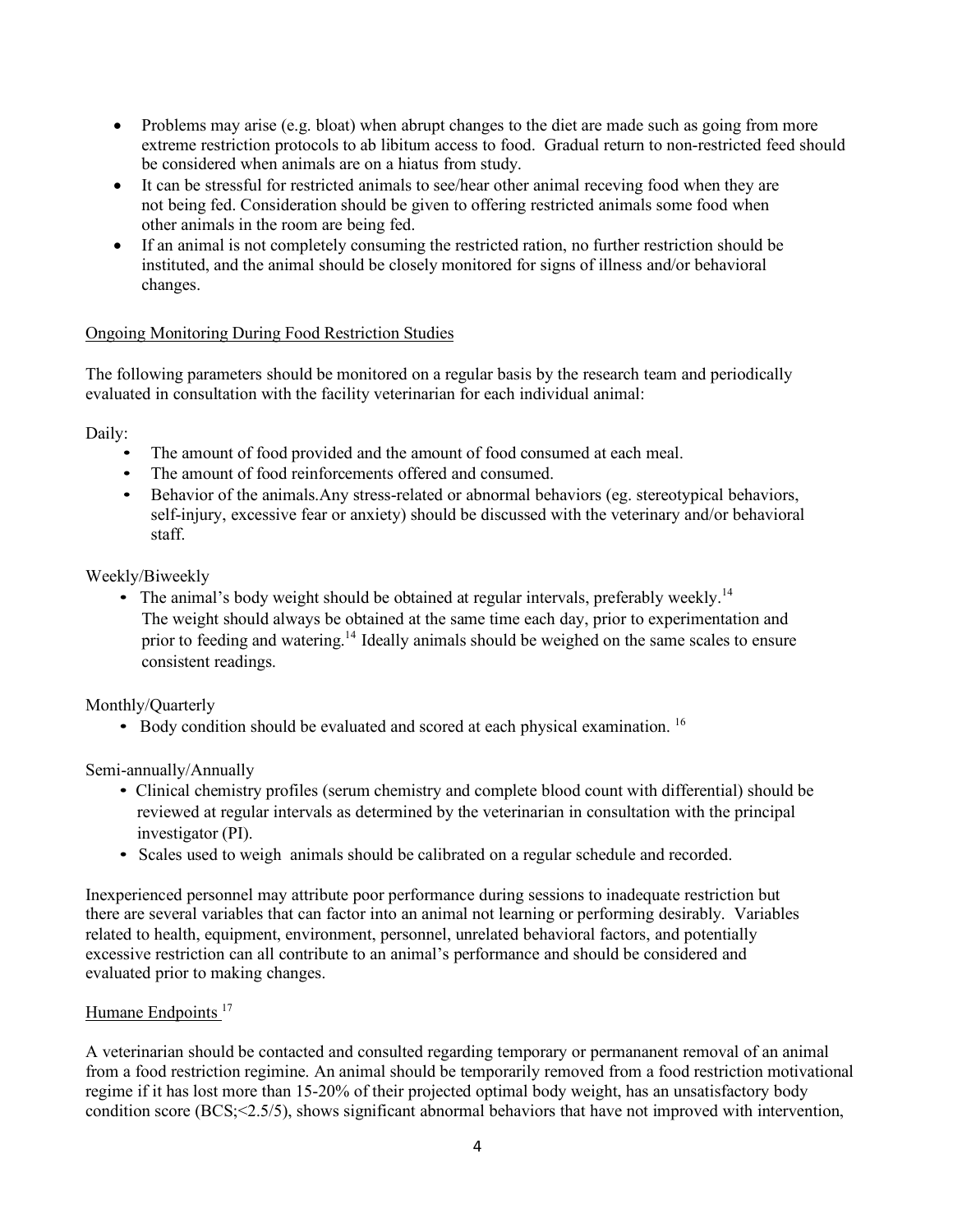- Problems may arise (e.g. bloat) when abrupt changes to the diet are made such as going from more extreme restriction protocols to ab libitum access to food. Gradual return to non-restricted feed should be considered when animals are on a hiatus from study.
- It can be stressful for restricted animals to see/hear other animal receving food when they are not being fed. Consideration should be given to offering restricted animals some food when other animals in the room are being fed.
- If an animal is not completely consuming the restricted ration, no further restriction should be instituted, and the animal should be closely monitored for signs of illness and/or behavioral changes.

Ongoing Monitoring During Food Restriction Studies

The following parameters should be monitored on a regular basis by the research team and periodically evaluated in consultation with the facility veterinarian for each individual animal:

Daily:

- The amount of food provided and the amount of food consumed at each meal.
- The amount of food reinforcements offered and consumed.
- Behavior of the animals.Any stress-related or abnormal behaviors (eg. stereotypical behaviors, self-injury, excessive fear or anxiety) should be discussed with the veterinary and/or behavioral staff.

Weekly/Biweekly

- The animal's body weight should be obtained at regular intervals, preferably weekly.[14] The weight should always be obtained at the same time each day, prior to experimentation and prior to feeding and watering.[14] Ideally animals should be weighed on the same scales to ensure consistent readings.

Monthly/Quarterly

- Body condition should be evaluated and scored at each physical examination. [16]

Semi-annually/Annually

- Clinical chemistry profiles (serum chemistry and complete blood count with differential) should be reviewed at regular intervals as determined by the veterinarian in consultation with the principal investigator (PI).
- Scales used to weigh animals should be calibrated on a regular schedule and recorded.

Inexperienced personnel may attribute poor performance during sessions to inadequate restriction but there are several variables that can factor into an animal not learning or performing desirably. Variables related to health, equipment, environment, personnel, unrelated behavioral factors, and potentially excessive restriction can all contribute to an animal's performance and should be considered and evaluated prior to making changes.

Humane Endpoints [17]

A veterinarian should be contacted and consulted regarding temporary or permananent removal of an animal from a food restriction regimine. An animal should be temporarily removed from a food restriction motivational regime if it has lost more than 15-20% of their projected optimal body weight, has an unsatisfactory body condition score (BCS;<2.5/5), shows significant abnormal behaviors that have not improved with intervention,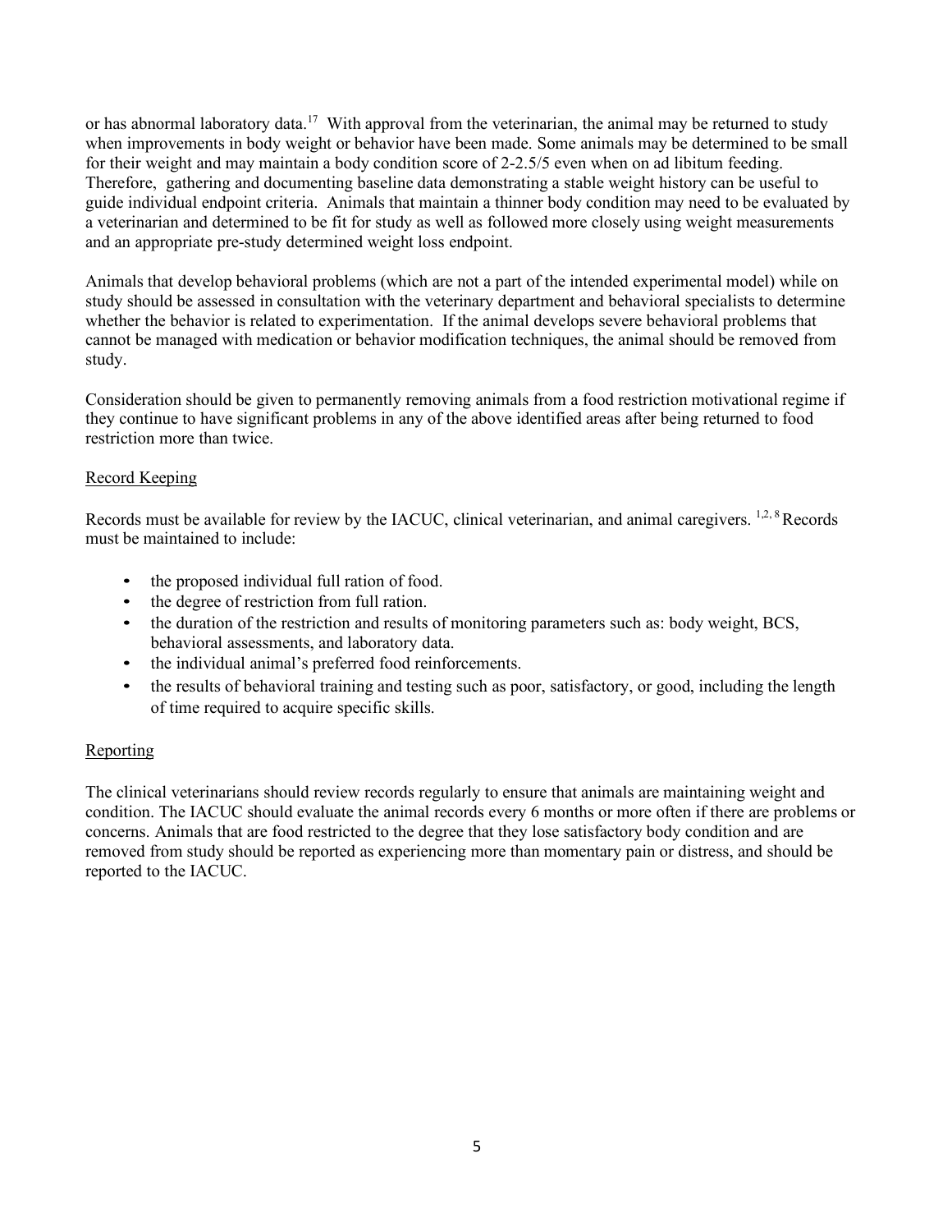or has abnormal laboratory data.[17] With approval from the veterinarian, the animal may be returned to study when improvements in body weight or behavior have been made. Some animals may be determined to be small for their weight and may maintain a body condition score of 2-2.5/5 even when on ad libitum feeding. Therefore, gathering and documenting baseline data demonstrating a stable weight history can be useful to guide individual endpoint criteria. Animals that maintain a thinner body condition may need to be evaluated by a veterinarian and determined to be fit for study as well as followed more closely using weight measurements and an appropriate pre-study determined weight loss endpoint.

Animals that develop behavioral problems (which are not a part of the intended experimental model) while on study should be assessed in consultation with the veterinary department and behavioral specialists to determine whether the behavior is related to experimentation. If the animal develops severe behavioral problems that cannot be managed with medication or behavior modification techniques, the animal should be removed from study.

Consideration should be given to permanently removing animals from a food restriction motivational regime if they continue to have significant problems in any of the above identified areas after being returned to food restriction more than twice.

## Record Keeping

Records must be available for review by the IACUC, clinical veterinarian, and animal caregivers. [1,2,8] Records must be maintained to include:

- the proposed individual full ration of food.
- the degree of restriction from full ration.
- the duration of the restriction and results of monitoring parameters such as: body weight, BCS, behavioral assessments, and laboratory data.
- the individual animal's preferred food reinforcements.
- the results of behavioral training and testing such as poor, satisfactory, or good, including the length of time required to acquire specific skills.

## Reporting

The clinical veterinarians should review records regularly to ensure that animals are maintaining weight and condition. The IACUC should evaluate the animal records every 6 months or more often if there are problems or concerns. Animals that are food restricted to the degree that they lose satisfactory body condition and are removed from study should be reported as experiencing more than momentary pain or distress, and should be reported to the IACUC.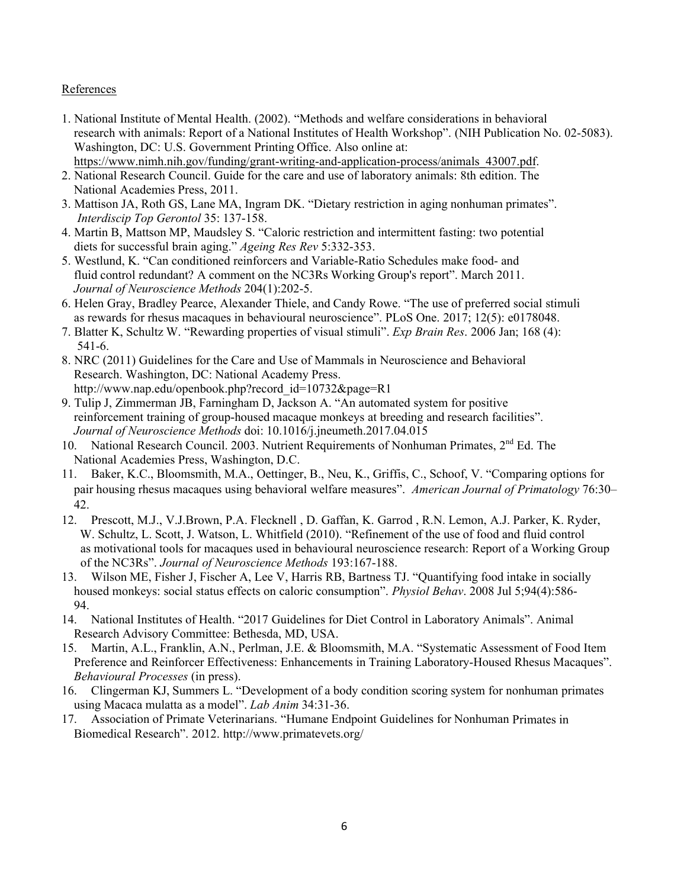References

1. National Institute of Mental Health. (2002). "Methods and welfare considerations in behavioral research with animals: Report of a National Institutes of Health Workshop". (NIH Publication No. 02-5083). Washington, DC: U.S. Government Printing Office. Also online at: https://www.nimh.nih.gov/funding/grant-writing-and-application-process/animals_43007.pdf.
2. National Research Council. Guide for the care and use of laboratory animals: 8th edition. The National Academies Press, 2011.
3. Mattison JA, Roth GS, Lane MA, Ingram DK. "Dietary restriction in aging nonhuman primates". *Interdiscip Top Gerontol* 35: 137-158.
4. Martin B, Mattson MP, Maudsley S. "Caloric restriction and intermittent fasting: two potential diets for successful brain aging." *Ageing Res Rev* 5:332-353.
5. Westlund, K. "Can conditioned reinforcers and Variable-Ratio Schedules make food- and fluid control redundant? A comment on the NC3Rs Working Group's report". March 2011. *Journal of Neuroscience Methods* 204(1):202-5.
6. Helen Gray, Bradley Pearce, Alexander Thiele, and Candy Rowe. "The use of preferred social stimuli as rewards for rhesus macaques in behavioural neuroscience". PLoS One. 2017; 12(5): e0178048.
7. Blatter K, Schultz W. "Rewarding properties of visual stimuli". *Exp Brain Res*. 2006 Jan; 168 (4): 541-6.
8. NRC (2011) Guidelines for the Care and Use of Mammals in Neuroscience and Behavioral Research. Washington, DC: National Academy Press. http://www.nap.edu/openbook.php?record_id=10732&page=R1
9. Tulip J, Zimmerman JB, Farningham D, Jackson A. "An automated system for positive reinforcement training of group-housed macaque monkeys at breeding and research facilities". *Journal of Neuroscience Methods* doi: 10.1016/j.jneumeth.2017.04.015
10. National Research Council. 2003. Nutrient Requirements of Nonhuman Primates, 2nd Ed. The National Academies Press, Washington, D.C.
11. Baker, K.C., Bloomsmith, M.A., Oettinger, B., Neu, K., Griffis, C., Schoof, V. "Comparing options for pair housing rhesus macaques using behavioral welfare measures". *American Journal of Primatology* 76:30–42.
12. Prescott, M.J., V.J.Brown, P.A. Flecknell , D. Gaffan, K. Garrod , R.N. Lemon, A.J. Parker, K. Ryder, W. Schultz, L. Scott, J. Watson, L. Whitfield (2010). "Refinement of the use of food and fluid control as motivational tools for macaques used in behavioural neuroscience research: Report of a Working Group of the NC3Rs". *Journal of Neuroscience Methods* 193:167-188.
13. Wilson ME, Fisher J, Fischer A, Lee V, Harris RB, Bartness TJ. "Quantifying food intake in socially housed monkeys: social status effects on caloric consumption". *Physiol Behav*. 2008 Jul 5;94(4):586-94.
14. National Institutes of Health. "2017 Guidelines for Diet Control in Laboratory Animals". Animal Research Advisory Committee: Bethesda, MD, USA.
15. Martin, A.L., Franklin, A.N., Perlman, J.E. & Bloomsmith, M.A. "Systematic Assessment of Food Item Preference and Reinforcer Effectiveness: Enhancements in Training Laboratory-Housed Rhesus Macaques". *Behavioural Processes* (in press).
16. Clingerman KJ, Summers L. "Development of a body condition scoring system for nonhuman primates using Macaca mulatta as a model". *Lab Anim* 34:31-36.
17. Association of Primate Veterinarians. "Humane Endpoint Guidelines for Nonhuman Primates in Biomedical Research". 2012. http://www.primatevets.org/